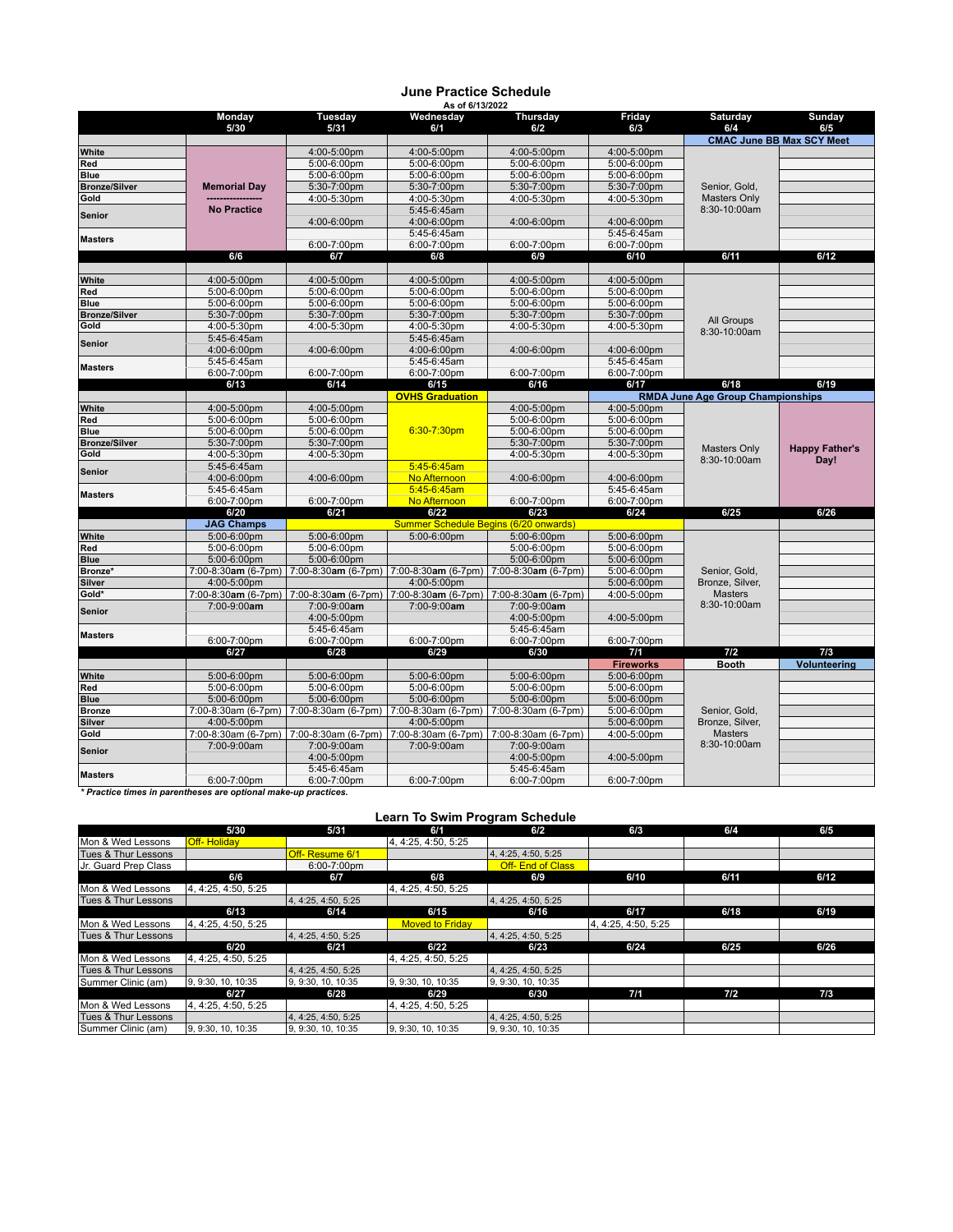# June Practice Schedule

As of 6/13/2022

| | Monday 5/30 | Tuesday 5/31 | Wednesday 6/1 | Thursday 6/2 | Friday 6/3 | Saturday 6/4 | Sunday 6/5 |
|---|---|---|---|---|---|---|---|
| | | | | | | CMAC June BB Max SCY Meet | |
| White | Memorial Day ---------------- No Practice | 4:00-5:00pm | 4:00-5:00pm | 4:00-5:00pm | 4:00-5:00pm | Senior, Gold, Masters Only 8:30-10:00am | |
| Red | | 5:00-6:00pm | 5:00-6:00pm | 5:00-6:00pm | 5:00-6:00pm | | |
| Blue | | 5:00-6:00pm | 5:00-6:00pm | 5:00-6:00pm | 5:00-6:00pm | | |
| Bronze/Silver | | 5:30-7:00pm | 5:30-7:00pm | 5:30-7:00pm | 5:30-7:00pm | | |
| Gold | | 4:00-5:30pm | 4:00-5:30pm | 4:00-5:30pm | 4:00-5:30pm | | |
| Senior | | 4:00-6:00pm | 5:45-6:45am 4:00-6:00pm | 4:00-6:00pm | 4:00-6:00pm | | |
| Masters | | 6:00-7:00pm | 5:45-6:45am 6:00-7:00pm | 6:00-7:00pm | 5:45-6:45am 6:00-7:00pm | | |
| | **6/6** | **6/7** | **6/8** | **6/9** | **6/10** | **6/11** | **6/12** |
| White | 4:00-5:00pm | 4:00-5:00pm | 4:00-5:00pm | 4:00-5:00pm | 4:00-5:00pm | All Groups 8:30-10:00am | |
| Red | 5:00-6:00pm | 5:00-6:00pm | 5:00-6:00pm | 5:00-6:00pm | 5:00-6:00pm | | |
| Blue | 5:00-6:00pm | 5:00-6:00pm | 5:00-6:00pm | 5:00-6:00pm | 5:00-6:00pm | | |
| Bronze/Silver | 5:30-7:00pm | 5:30-7:00pm | 5:30-7:00pm | 5:30-7:00pm | 5:30-7:00pm | | |
| Gold | 4:00-5:30pm | 4:00-5:30pm | 4:00-5:30pm | 4:00-5:30pm | 4:00-5:30pm | | |
| Senior | 5:45-6:45am 4:00-6:00pm | 4:00-6:00pm | 5:45-6:45am 4:00-6:00pm | 4:00-6:00pm | 4:00-6:00pm | | |
| Masters | 5:45-6:45am 6:00-7:00pm | 6:00-7:00pm | 5:45-6:45am 6:00-7:00pm | 6:00-7:00pm | 5:45-6:45am 6:00-7:00pm | | |
| | **6/13** | **6/14** | **6/15** | **6/16** | **6/17** | **6/18** | **6/19** |
| | | | OVHS Graduation | | RMDA June Age Group Championships | | |
| White | 4:00-5:00pm | 4:00-5:00pm | 6:30-7:30pm | 4:00-5:00pm | 4:00-5:00pm | Masters Only 8:30-10:00am | Happy Father's Day! |
| Red | 5:00-6:00pm | 5:00-6:00pm | | 5:00-6:00pm | 5:00-6:00pm | | |
| Blue | 5:00-6:00pm | 5:00-6:00pm | | 5:00-6:00pm | 5:00-6:00pm | | |
| Bronze/Silver | 5:30-7:00pm | 5:30-7:00pm | | 5:30-7:00pm | 5:30-7:00pm | | |
| Gold | 4:00-5:30pm | 4:00-5:30pm | | 4:00-5:30pm | 4:00-5:30pm | | |
| Senior | 5:45-6:45am 4:00-6:00pm | 4:00-6:00pm | 5:45-6:45am No Afternoon | 4:00-6:00pm | 4:00-6:00pm | | |
| Masters | 5:45-6:45am 6:00-7:00pm | 6:00-7:00pm | 5:45-6:45am No Afternoon | 6:00-7:00pm | 5:45-6:45am 6:00-7:00pm | | |
| | **6/20** | **6/21** | **6/22** | **6/23** | **6/24** | **6/25** | **6/26** |
| | JAG Champs | Summer Schedule Begins (6/20 onwards) | | | | | |
| White | 5:00-6:00pm | 5:00-6:00pm | 5:00-6:00pm | 5:00-6:00pm | 5:00-6:00pm | Senior, Gold, Bronze, Silver, Masters 8:30-10:00am | |
| Red | 5:00-6:00pm | 5:00-6:00pm | | 5:00-6:00pm | 5:00-6:00pm | | |
| Blue | 5:00-6:00pm | 5:00-6:00pm | | 5:00-6:00pm | 5:00-6:00pm | | |
| Bronze* | 7:00-8:30**am** (6-7pm) | 7:00-8:30**am** (6-7pm) | 7:00-8:30**am** (6-7pm) | 7:00-8:30**am** (6-7pm) | 5:00-6:00pm | | |
| Silver | 4:00-5:00pm | 4:00-5:00pm | 4:00-5:00pm | | 5:00-6:00pm | | |
| Gold* | 7:00-8:30**am** (6-7pm) | 7:00-8:30**am** (6-7pm) | 7:00-8:30**am** (6-7pm) | 7:00-8:30**am** (6-7pm) | 4:00-5:00pm | | |
| Senior | 7:00-9:00**am** | 7:00-9:00**am** 4:00-5:00pm | 7:00-9:00**am** | 7:00-9:00**am** 4:00-5:00pm | 4:00-5:00pm | | |
| Masters | 6:00-7:00pm | 5:45-6:45am 6:00-7:00pm | 6:00-7:00pm | 5:45-6:45am 6:00-7:00pm | 6:00-7:00pm | | |
| | **6/27** | **6/28** | **6/29** | **6/30** | **7/1** | **7/2** | **7/3** |
| | | | | | Fireworks | Booth | Volunteering |
| White | 5:00-6:00pm | 5:00-6:00pm | 5:00-6:00pm | 5:00-6:00pm | 5:00-6:00pm | Senior, Gold, Bronze, Silver, Masters 8:30-10:00am | |
| Red | 5:00-6:00pm | 5:00-6:00pm | 5:00-6:00pm | 5:00-6:00pm | 5:00-6:00pm | | |
| Blue | 5:00-6:00pm | 5:00-6:00pm | 5:00-6:00pm | 5:00-6:00pm | 5:00-6:00pm | | |
| Bronze | 7:00-8:30am (6-7pm) | 7:00-8:30am (6-7pm) | 7:00-8:30am (6-7pm) | 7:00-8:30am (6-7pm) | 5:00-6:00pm | | |
| Silver | 4:00-5:00pm | | 4:00-5:00pm | | 5:00-6:00pm | | |
| Gold | 7:00-8:30am (6-7pm) | 7:00-8:30am (6-7pm) | 7:00-8:30am (6-7pm) | 7:00-8:30am (6-7pm) | 4:00-5:00pm | | |
| Senior | 7:00-9:00am | 7:00-9:00am 4:00-5:00pm | 7:00-9:00am | 7:00-9:00am 4:00-5:00pm | 4:00-5:00pm | | |
| Masters | 6:00-7:00pm | 5:45-6:45am 6:00-7:00pm | 6:00-7:00pm | 5:45-6:45am 6:00-7:00pm | 6:00-7:00pm | | |

*** Practice times in parentheses are optional make-up practices.**

# Learn To Swim Program Schedule

| | 5/30 | 5/31 | 6/1 | 6/2 | 6/3 | 6/4 | 6/5 |
|---|---|---|---|---|---|---|---|
| Mon & Wed Lessons | Off- Holiday | | 4, 4:25, 4:50, 5:25 | | | | |
| Tues & Thur Lessons | | Off- Resume 6/1 | | 4, 4:25, 4:50, 5:25 | | | |
| Jr. Guard Prep Class | | 6:00-7:00pm | | Off- End of Class | | | |
| | **6/6** | **6/7** | **6/8** | **6/9** | **6/10** | **6/11** | **6/12** |
| Mon & Wed Lessons | 4, 4:25, 4:50, 5:25 | | 4, 4:25, 4:50, 5:25 | | | | |
| Tues & Thur Lessons | | 4, 4:25, 4:50, 5:25 | | 4, 4:25, 4:50, 5:25 | | | |
| | **6/13** | **6/14** | **6/15** | **6/16** | **6/17** | **6/18** | **6/19** |
| Mon & Wed Lessons | 4, 4:25, 4:50, 5:25 | | Moved to Friday | | 4, 4:25, 4:50, 5:25 | | |
| Tues & Thur Lessons | | 4, 4:25, 4:50, 5:25 | | 4, 4:25, 4:50, 5:25 | | | |
| | **6/20** | **6/21** | **6/22** | **6/23** | **6/24** | **6/25** | **6/26** |
| Mon & Wed Lessons | 4, 4:25, 4:50, 5:25 | | 4, 4:25, 4:50, 5:25 | | | | |
| Tues & Thur Lessons | | 4, 4:25, 4:50, 5:25 | | 4, 4:25, 4:50, 5:25 | | | |
| Summer Clinic (am) | 9, 9:30, 10, 10:35 | 9, 9:30, 10, 10:35 | 9, 9:30, 10, 10:35 | 9, 9:30, 10, 10:35 | | | |
| | **6/27** | **6/28** | **6/29** | **6/30** | **7/1** | **7/2** | **7/3** |
| Mon & Wed Lessons | 4, 4:25, 4:50, 5:25 | | 4, 4:25, 4:50, 5:25 | | | | |
| Tues & Thur Lessons | | 4, 4:25, 4:50, 5:25 | | 4, 4:25, 4:50, 5:25 | | | |
| Summer Clinic (am) | 9, 9:30, 10, 10:35 | 9, 9:30, 10, 10:35 | 9, 9:30, 10, 10:35 | 9, 9:30, 10, 10:35 | | | |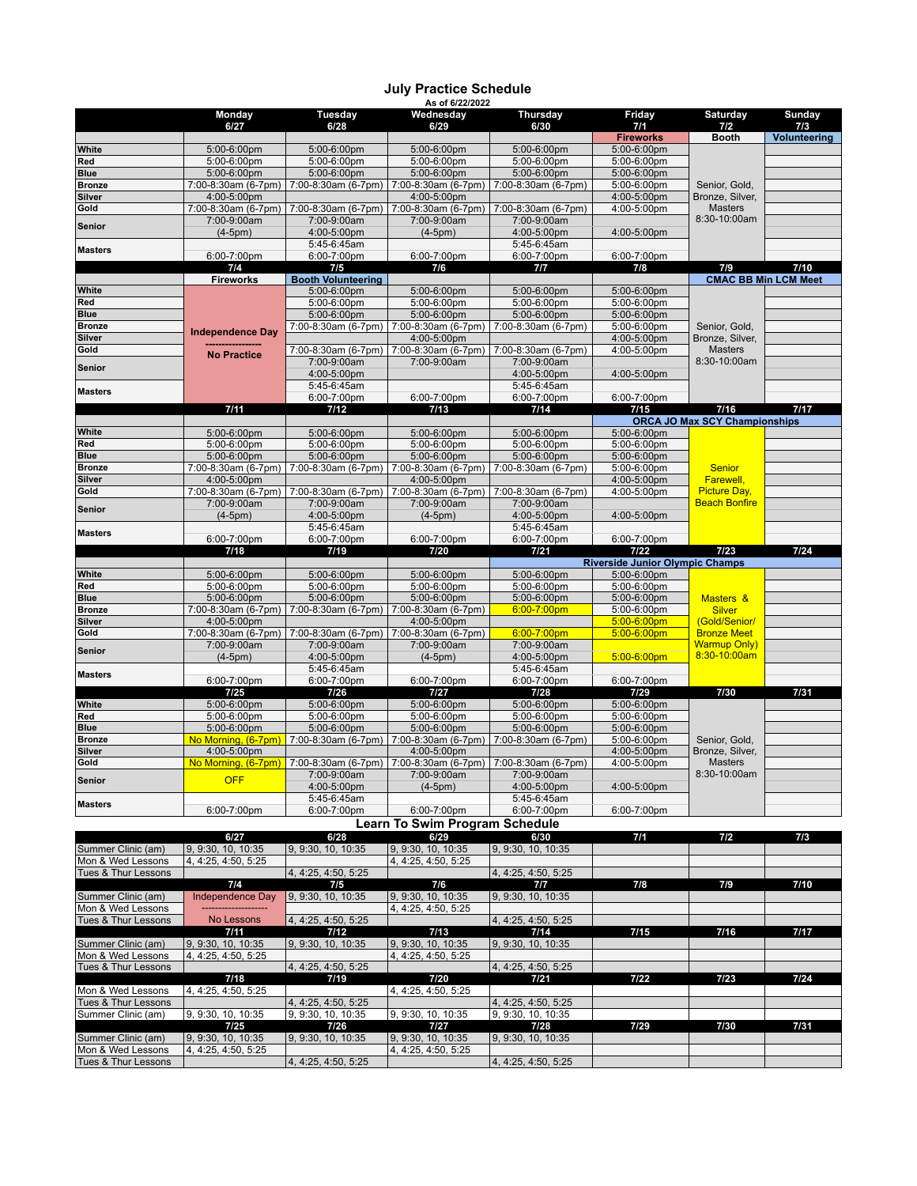# July Practice Schedule

As of 6/22/2022

| | Monday 6/27 | Tuesday 6/28 | Wednesday 6/29 | Thursday 6/30 | Friday 7/1 | Saturday 7/2 | Sunday 7/3 |
|---|---|---|---|---|---|---|---|
| | | | | | Fireworks | Booth | Volunteering |
| White | 5:00-6:00pm | 5:00-6:00pm | 5:00-6:00pm | 5:00-6:00pm | 5:00-6:00pm | Senior, Gold, Bronze, Silver, Masters 8:30-10:00am | |
| Red | 5:00-6:00pm | 5:00-6:00pm | 5:00-6:00pm | 5:00-6:00pm | 5:00-6:00pm | | |
| Blue | 5:00-6:00pm | 5:00-6:00pm | 5:00-6:00pm | 5:00-6:00pm | 5:00-6:00pm | | |
| Bronze | 7:00-8:30am (6-7pm) | 7:00-8:30am (6-7pm) | 7:00-8:30am (6-7pm) | 7:00-8:30am (6-7pm) | 5:00-6:00pm | | |
| Silver | 4:00-5:00pm | | 4:00-5:00pm | | 4:00-5:00pm | | |
| Gold | 7:00-8:30am (6-7pm) | 7:00-8:30am (6-7pm) | 7:00-8:30am (6-7pm) | 7:00-8:30am (6-7pm) | 4:00-5:00pm | | |
| Senior | 7:00-9:00am (4-5pm) | 7:00-9:00am 4:00-5:00pm | 7:00-9:00am (4-5pm) | 7:00-9:00am 4:00-5:00pm | 4:00-5:00pm | | |
| Masters | 6:00-7:00pm | 5:45-6:45am 6:00-7:00pm | 6:00-7:00pm | 5:45-6:45am 6:00-7:00pm | 6:00-7:00pm | | |
| | 7/4 | 7/5 | 7/6 | 7/7 | 7/8 | 7/9 | 7/10 |
| | Fireworks | Booth Volunteering | | | | CMAC BB Min LCM Meet | |
| White | Independence Day ---------------- No Practice | 5:00-6:00pm | 5:00-6:00pm | 5:00-6:00pm | 5:00-6:00pm | Senior, Gold, Bronze, Silver, Masters 8:30-10:00am | |
| Red | | 5:00-6:00pm | 5:00-6:00pm | 5:00-6:00pm | 5:00-6:00pm | | |
| Blue | | 5:00-6:00pm | 5:00-6:00pm | 5:00-6:00pm | 5:00-6:00pm | | |
| Bronze | | 7:00-8:30am (6-7pm) | 7:00-8:30am (6-7pm) | 7:00-8:30am (6-7pm) | 5:00-6:00pm | | |
| Silver | | | 4:00-5:00pm | | 4:00-5:00pm | | |
| Gold | | 7:00-8:30am (6-7pm) | 7:00-8:30am (6-7pm) | 7:00-8:30am (6-7pm) | 4:00-5:00pm | | |
| Senior | | 7:00-9:00am 4:00-5:00pm | 7:00-9:00am | 7:00-9:00am 4:00-5:00pm | 4:00-5:00pm | | |
| Masters | | 5:45-6:45am 6:00-7:00pm | 6:00-7:00pm | 5:45-6:45am 6:00-7:00pm | 6:00-7:00pm | | |
| | 7/11 | 7/12 | 7/13 | 7/14 | 7/15 | 7/16 | 7/17 |
| | | | | | ORCA JO Max SCY Championships | | |
| White | 5:00-6:00pm | 5:00-6:00pm | 5:00-6:00pm | 5:00-6:00pm | 5:00-6:00pm | Senior Farewell, Picture Day, Beach Bonfire | |
| Red | 5:00-6:00pm | 5:00-6:00pm | 5:00-6:00pm | 5:00-6:00pm | 5:00-6:00pm | | |
| Blue | 5:00-6:00pm | 5:00-6:00pm | 5:00-6:00pm | 5:00-6:00pm | 5:00-6:00pm | | |
| Bronze | 7:00-8:30am (6-7pm) | 7:00-8:30am (6-7pm) | 7:00-8:30am (6-7pm) | 7:00-8:30am (6-7pm) | 5:00-6:00pm | | |
| Silver | 4:00-5:00pm | | 4:00-5:00pm | | 4:00-5:00pm | | |
| Gold | 7:00-8:30am (6-7pm) | 7:00-8:30am (6-7pm) | 7:00-8:30am (6-7pm) | 7:00-8:30am (6-7pm) | 4:00-5:00pm | | |
| Senior | 7:00-9:00am (4-5pm) | 7:00-9:00am 4:00-5:00pm | 7:00-9:00am (4-5pm) | 7:00-9:00am 4:00-5:00pm | 4:00-5:00pm | | |
| Masters | 6:00-7:00pm | 5:45-6:45am 6:00-7:00pm | 6:00-7:00pm | 5:45-6:45am 6:00-7:00pm | 6:00-7:00pm | | |
| | 7/18 | 7/19 | 7/20 | 7/21 | 7/22 | 7/23 | 7/24 |
| | | | | Riverside Junior Olympic Champs | | | |
| White | 5:00-6:00pm | 5:00-6:00pm | 5:00-6:00pm | 5:00-6:00pm | 5:00-6:00pm | Masters & Silver (Gold/Senior/Bronze Meet Warmup Only) 8:30-10:00am | |
| Red | 5:00-6:00pm | 5:00-6:00pm | 5:00-6:00pm | 5:00-6:00pm | 5:00-6:00pm | | |
| Blue | 5:00-6:00pm | 5:00-6:00pm | 5:00-6:00pm | 5:00-6:00pm | 5:00-6:00pm | | |
| Bronze | 7:00-8:30am (6-7pm) | 7:00-8:30am (6-7pm) | 7:00-8:30am (6-7pm) | 6:00-7:00pm | 5:00-6:00pm | | |
| Silver | 4:00-5:00pm | | 4:00-5:00pm | | 5:00-6:00pm | | |
| Gold | 7:00-8:30am (6-7pm) | 7:00-8:30am (6-7pm) | 7:00-8:30am (6-7pm) | 6:00-7:00pm | 5:00-6:00pm | | |
| Senior | 7:00-9:00am (4-5pm) | 7:00-9:00am 4:00-5:00pm | 7:00-9:00am (4-5pm) | 7:00-9:00am 4:00-5:00pm | 5:00-6:00pm | | |
| Masters | 6:00-7:00pm | 5:45-6:45am 6:00-7:00pm | 6:00-7:00pm | 5:45-6:45am 6:00-7:00pm | 6:00-7:00pm | | |
| | 7/25 | 7/26 | 7/27 | 7/28 | 7/29 | 7/30 | 7/31 |
| White | 5:00-6:00pm | 5:00-6:00pm | 5:00-6:00pm | 5:00-6:00pm | 5:00-6:00pm | Senior, Gold, Bronze, Silver, Masters 8:30-10:00am | |
| Red | 5:00-6:00pm | 5:00-6:00pm | 5:00-6:00pm | 5:00-6:00pm | 5:00-6:00pm | | |
| Blue | 5:00-6:00pm | 5:00-6:00pm | 5:00-6:00pm | 5:00-6:00pm | 5:00-6:00pm | | |
| Bronze | No Morning, (6-7pm) | 7:00-8:30am (6-7pm) | 7:00-8:30am (6-7pm) | 7:00-8:30am (6-7pm) | 5:00-6:00pm | | |
| Silver | 4:00-5:00pm | | 4:00-5:00pm | | 4:00-5:00pm | | |
| Gold | No Morning, (6-7pm) | 7:00-8:30am (6-7pm) | 7:00-8:30am (6-7pm) | 7:00-8:30am (6-7pm) | 4:00-5:00pm | | |
| Senior | OFF | 7:00-9:00am 4:00-5:00pm | 7:00-9:00am (4-5pm) | 7:00-9:00am 4:00-5:00pm | 4:00-5:00pm | | |
| Masters | 6:00-7:00pm | 5:45-6:45am 6:00-7:00pm | 6:00-7:00pm | 5:45-6:45am 6:00-7:00pm | 6:00-7:00pm | | |

## Learn To Swim Program Schedule

| | 6/27 | 6/28 | 6/29 | 6/30 | 7/1 | 7/2 | 7/3 |
|---|---|---|---|---|---|---|---|
| Summer Clinic (am) | 9, 9:30, 10, 10:35 | 9, 9:30, 10, 10:35 | 9, 9:30, 10, 10:35 | 9, 9:30, 10, 10:35 | | | |
| Mon & Wed Lessons | 4, 4:25, 4:50, 5:25 | | 4, 4:25, 4:50, 5:25 | | | | |
| Tues & Thur Lessons | | 4, 4:25, 4:50, 5:25 | | 4, 4:25, 4:50, 5:25 | | | |
| | 7/4 | 7/5 | 7/6 | 7/7 | 7/8 | 7/9 | 7/10 |
| Summer Clinic (am) | Independence Day | 9, 9:30, 10, 10:35 | 9, 9:30, 10, 10:35 | 9, 9:30, 10, 10:35 | | | |
| Mon & Wed Lessons | -------------------- | | 4, 4:25, 4:50, 5:25 | | | | |
| Tues & Thur Lessons | No Lessons | 4, 4:25, 4:50, 5:25 | | 4, 4:25, 4:50, 5:25 | | | |
| | 7/11 | 7/12 | 7/13 | 7/14 | 7/15 | 7/16 | 7/17 |
| Summer Clinic (am) | 9, 9:30, 10, 10:35 | 9, 9:30, 10, 10:35 | 9, 9:30, 10, 10:35 | 9, 9:30, 10, 10:35 | | | |
| Mon & Wed Lessons | 4, 4:25, 4:50, 5:25 | | 4, 4:25, 4:50, 5:25 | | | | |
| Tues & Thur Lessons | | 4, 4:25, 4:50, 5:25 | | 4, 4:25, 4:50, 5:25 | | | |
| | 7/18 | 7/19 | 7/20 | 7/21 | 7/22 | 7/23 | 7/24 |
| Mon & Wed Lessons | 4, 4:25, 4:50, 5:25 | | 4, 4:25, 4:50, 5:25 | | | | |
| Tues & Thur Lessons | | 4, 4:25, 4:50, 5:25 | | 4, 4:25, 4:50, 5:25 | | | |
| Summer Clinic (am) | 9, 9:30, 10, 10:35 | 9, 9:30, 10, 10:35 | 9, 9:30, 10, 10:35 | 9, 9:30, 10, 10:35 | | | |
| | 7/25 | 7/26 | 7/27 | 7/28 | 7/29 | 7/30 | 7/31 |
| Summer Clinic (am) | 9, 9:30, 10, 10:35 | 9, 9:30, 10, 10:35 | 9, 9:30, 10, 10:35 | 9, 9:30, 10, 10:35 | | | |
| Mon & Wed Lessons | 4, 4:25, 4:50, 5:25 | | 4, 4:25, 4:50, 5:25 | | | | |
| Tues & Thur Lessons | | 4, 4:25, 4:50, 5:25 | | 4, 4:25, 4:50, 5:25 | | | |